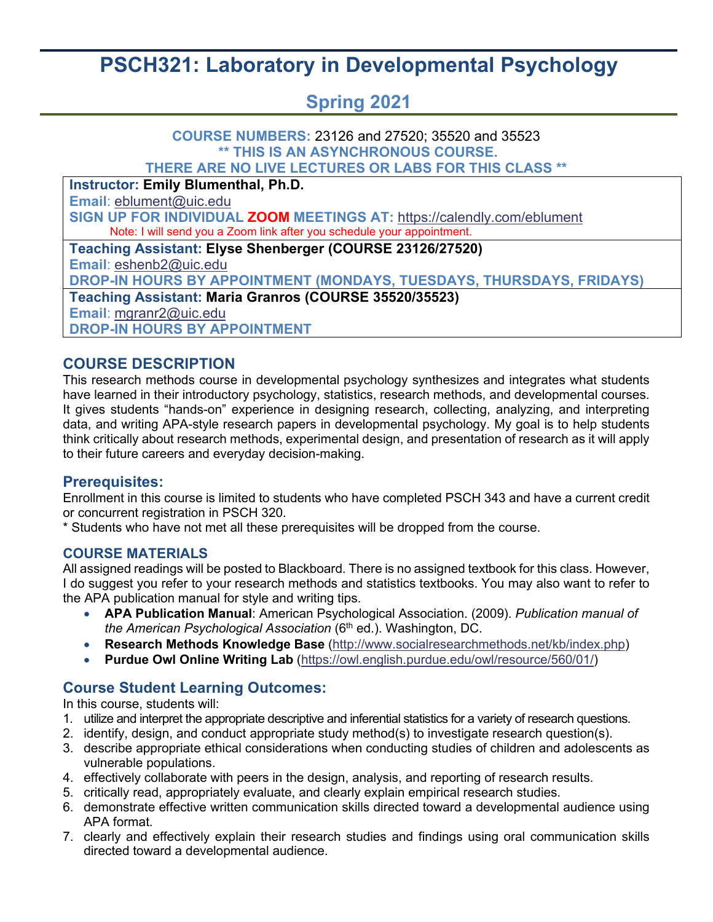# PSCH321: Laboratory in Developmental Psychology

## Spring 2021

**COURSE NUMBERS:** 23126 and 27520; 35520 and 35523
**\*\* THIS IS AN ASYNCHRONOUS COURSE.**
**THERE ARE NO LIVE LECTURES OR LABS FOR THIS CLASS \*\***

**Instructor: Emily Blumenthal, Ph.D.**
**Email**: eblument@uic.edu
**SIGN UP FOR INDIVIDUAL ZOOM MEETINGS AT:** https://calendly.com/eblument
Note: I will send you a Zoom link after you schedule your appointment.

**Teaching Assistant: Elyse Shenberger (COURSE 23126/27520)**
**Email**: eshenb2@uic.edu
**DROP-IN HOURS BY APPOINTMENT (MONDAYS, TUESDAYS, THURSDAYS, FRIDAYS)**

**Teaching Assistant: Maria Granros (COURSE 35520/35523)**
**Email**: mgranr2@uic.edu
**DROP-IN HOURS BY APPOINTMENT**

## COURSE DESCRIPTION

This research methods course in developmental psychology synthesizes and integrates what students have learned in their introductory psychology, statistics, research methods, and developmental courses. It gives students "hands-on" experience in designing research, collecting, analyzing, and interpreting data, and writing APA-style research papers in developmental psychology. My goal is to help students think critically about research methods, experimental design, and presentation of research as it will apply to their future careers and everyday decision-making.

## Prerequisites:

Enrollment in this course is limited to students who have completed PSCH 343 and have a current credit or concurrent registration in PSCH 320.
\* Students who have not met all these prerequisites will be dropped from the course.

### COURSE MATERIALS

All assigned readings will be posted to Blackboard. There is no assigned textbook for this class. However, I do suggest you refer to your research methods and statistics textbooks. You may also want to refer to the APA publication manual for style and writing tips.

- **APA Publication Manual**: American Psychological Association. (2009). *Publication manual of the American Psychological Association* (6th ed.). Washington, DC.
- **Research Methods Knowledge Base** (http://www.socialresearchmethods.net/kb/index.php)
- **Purdue Owl Online Writing Lab** (https://owl.english.purdue.edu/owl/resource/560/01/)

## Course Student Learning Outcomes:

In this course, students will:

1. utilize and interpret the appropriate descriptive and inferential statistics for a variety of research questions.
2. identify, design, and conduct appropriate study method(s) to investigate research question(s).
3. describe appropriate ethical considerations when conducting studies of children and adolescents as vulnerable populations.
4. effectively collaborate with peers in the design, analysis, and reporting of research results.
5. critically read, appropriately evaluate, and clearly explain empirical research studies.
6. demonstrate effective written communication skills directed toward a developmental audience using APA format.
7. clearly and effectively explain their research studies and findings using oral communication skills directed toward a developmental audience.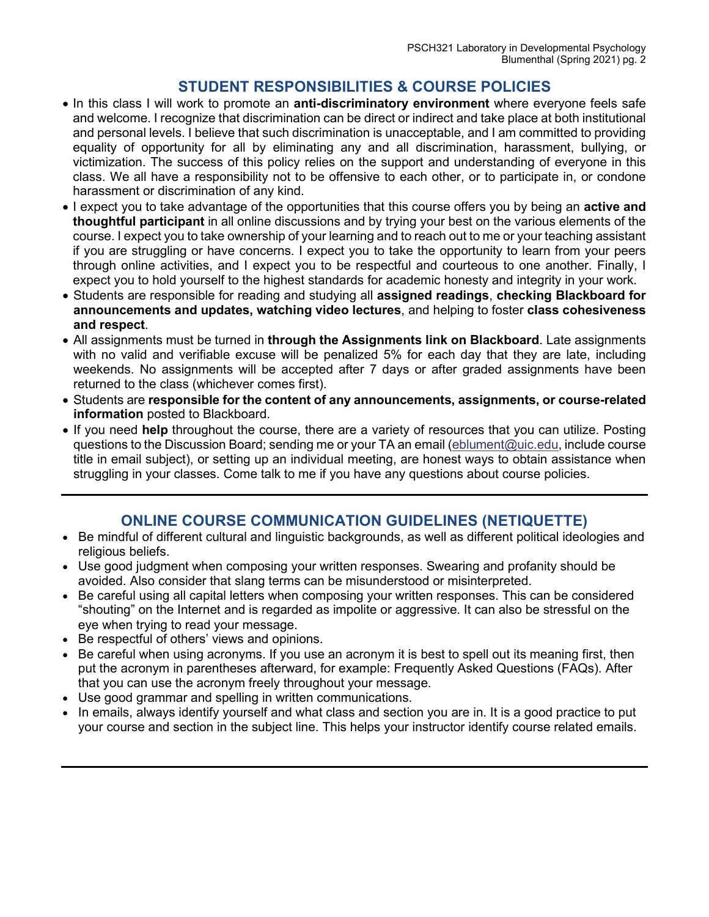## STUDENT RESPONSIBILITIES & COURSE POLICIES

- In this class I will work to promote an **anti-discriminatory environment** where everyone feels safe and welcome. I recognize that discrimination can be direct or indirect and take place at both institutional and personal levels. I believe that such discrimination is unacceptable, and I am committed to providing equality of opportunity for all by eliminating any and all discrimination, harassment, bullying, or victimization. The success of this policy relies on the support and understanding of everyone in this class. We all have a responsibility not to be offensive to each other, or to participate in, or condone harassment or discrimination of any kind.
- I expect you to take advantage of the opportunities that this course offers you by being an **active and thoughtful participant** in all online discussions and by trying your best on the various elements of the course. I expect you to take ownership of your learning and to reach out to me or your teaching assistant if you are struggling or have concerns. I expect you to take the opportunity to learn from your peers through online activities, and I expect you to be respectful and courteous to one another. Finally, I expect you to hold yourself to the highest standards for academic honesty and integrity in your work.
- Students are responsible for reading and studying all **assigned readings**, **checking Blackboard for announcements and updates, watching video lectures**, and helping to foster **class cohesiveness and respect**.
- All assignments must be turned in **through the Assignments link on Blackboard**. Late assignments with no valid and verifiable excuse will be penalized 5% for each day that they are late, including weekends. No assignments will be accepted after 7 days or after graded assignments have been returned to the class (whichever comes first).
- Students are **responsible for the content of any announcements, assignments, or course-related information** posted to Blackboard.
- If you need **help** throughout the course, there are a variety of resources that you can utilize. Posting questions to the Discussion Board; sending me or your TA an email (eblument@uic.edu, include course title in email subject), or setting up an individual meeting, are honest ways to obtain assistance when struggling in your classes. Come talk to me if you have any questions about course policies.

---

## ONLINE COURSE COMMUNICATION GUIDELINES (NETIQUETTE)

- Be mindful of different cultural and linguistic backgrounds, as well as different political ideologies and religious beliefs.
- Use good judgment when composing your written responses. Swearing and profanity should be avoided. Also consider that slang terms can be misunderstood or misinterpreted.
- Be careful using all capital letters when composing your written responses. This can be considered "shouting" on the Internet and is regarded as impolite or aggressive. It can also be stressful on the eye when trying to read your message.
- Be respectful of others' views and opinions.
- Be careful when using acronyms. If you use an acronym it is best to spell out its meaning first, then put the acronym in parentheses afterward, for example: Frequently Asked Questions (FAQs). After that you can use the acronym freely throughout your message.
- Use good grammar and spelling in written communications.
- In emails, always identify yourself and what class and section you are in. It is a good practice to put your course and section in the subject line. This helps your instructor identify course related emails.

---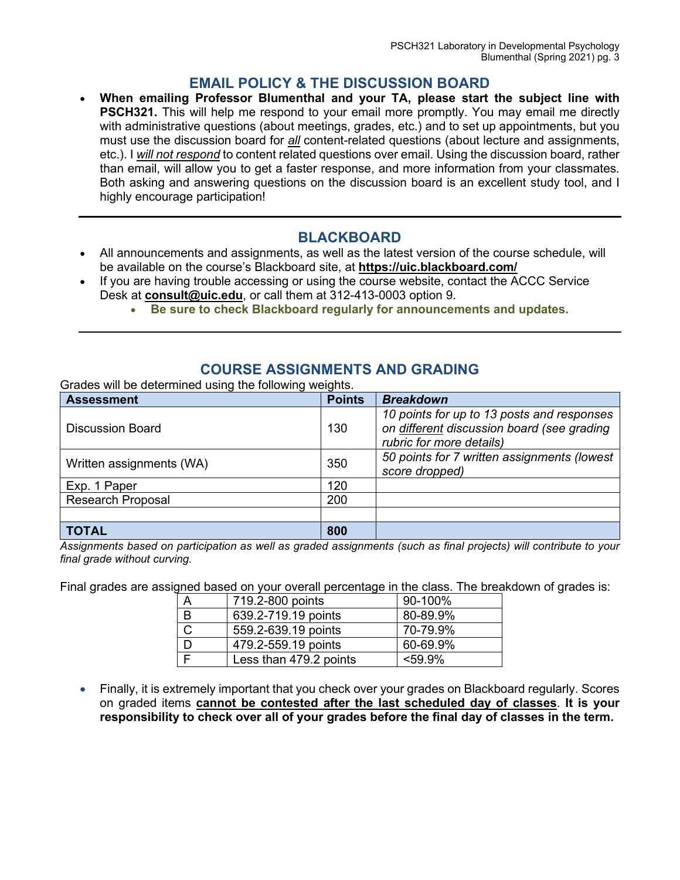## EMAIL POLICY & THE DISCUSSION BOARD

- **When emailing Professor Blumenthal and your TA, please start the subject line with PSCH321.** This will help me respond to your email more promptly. You may email me directly with administrative questions (about meetings, grades, etc.) and to set up appointments, but you must use the discussion board for *all* content-related questions (about lecture and assignments, etc.). I *will not respond* to content related questions over email. Using the discussion board, rather than email, will allow you to get a faster response, and more information from your classmates. Both asking and answering questions on the discussion board is an excellent study tool, and I highly encourage participation!

---

## BLACKBOARD

- All announcements and assignments, as well as the latest version of the course schedule, will be available on the course's Blackboard site, at **https://uic.blackboard.com/**
- If you are having trouble accessing or using the course website, contact the ACCC Service Desk at **consult@uic.edu**, or call them at 312-413-0003 option 9.
  - **Be sure to check Blackboard regularly for announcements and updates.**

---

## COURSE ASSIGNMENTS AND GRADING

Grades will be determined using the following weights.

| Assessment | Points | *Breakdown* |
|---|---|---|
| Discussion Board | 130 | *10 points for up to 13 posts and responses on different discussion board (see grading rubric for more details)* |
| Written assignments (WA) | 350 | *50 points for 7 written assignments (lowest score dropped)* |
| Exp. 1 Paper | 120 | |
| Research Proposal | 200 | |
| | | |
| **TOTAL** | **800** | |

*Assignments based on participation as well as graded assignments (such as final projects) will contribute to your final grade without curving.*

Final grades are assigned based on your overall percentage in the class. The breakdown of grades is:

| | | |
|---|---|---|
| A | 719.2-800 points | 90-100% |
| B | 639.2-719.19 points | 80-89.9% |
| C | 559.2-639.19 points | 70-79.9% |
| D | 479.2-559.19 points | 60-69.9% |
| F | Less than 479.2 points | <59.9% |

- Finally, it is extremely important that you check over your grades on Blackboard regularly. Scores on graded items **cannot be contested after the last scheduled day of classes**. **It is your responsibility to check over all of your grades before the final day of classes in the term.**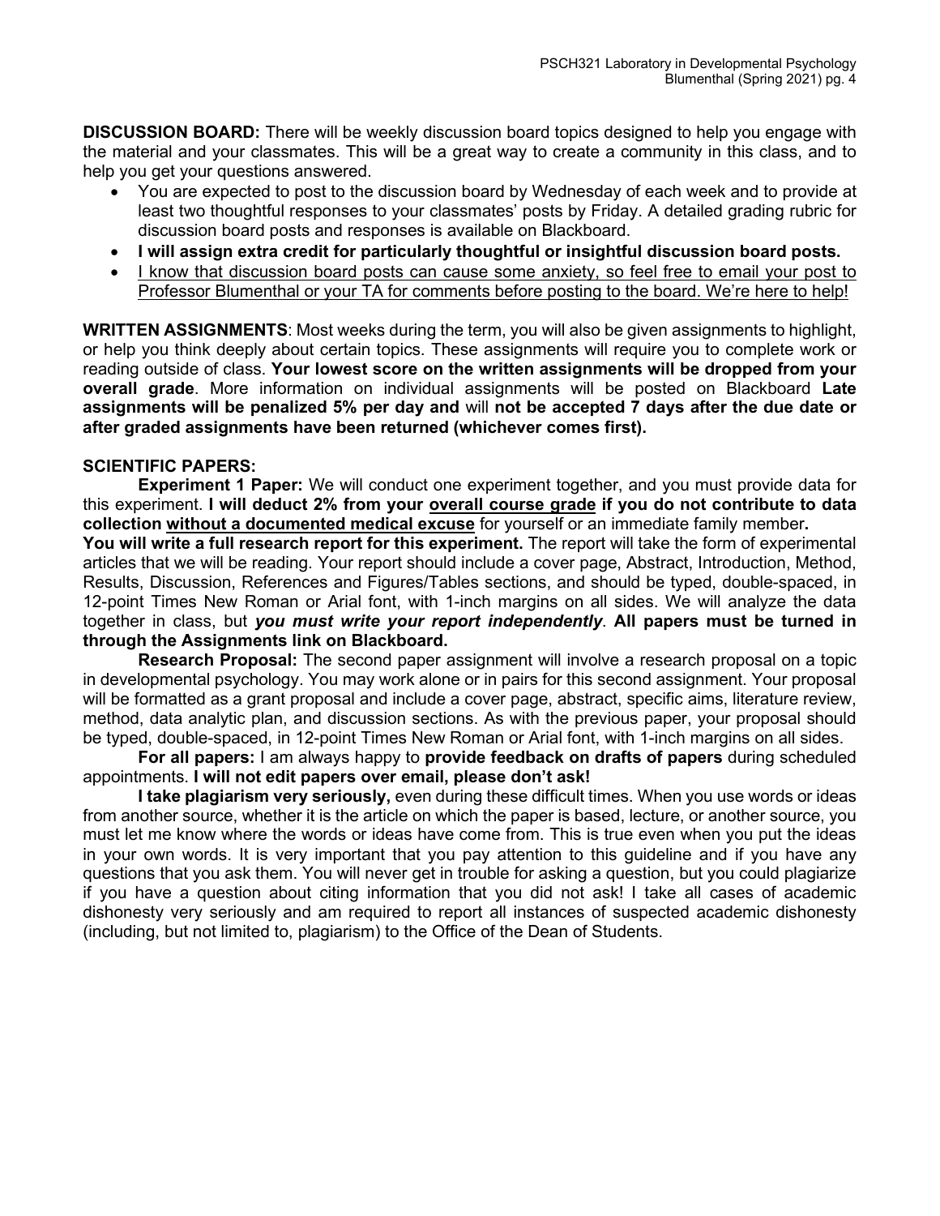**DISCUSSION BOARD:** There will be weekly discussion board topics designed to help you engage with the material and your classmates. This will be a great way to create a community in this class, and to help you get your questions answered.

- You are expected to post to the discussion board by Wednesday of each week and to provide at least two thoughtful responses to your classmates' posts by Friday. A detailed grading rubric for discussion board posts and responses is available on Blackboard.
- **I will assign extra credit for particularly thoughtful or insightful discussion board posts.**
- <u>I know that discussion board posts can cause some anxiety, so feel free to email your post to Professor Blumenthal or your TA for comments before posting to the board. We're here to help!</u>

**WRITTEN ASSIGNMENTS**: Most weeks during the term, you will also be given assignments to highlight, or help you think deeply about certain topics. These assignments will require you to complete work or reading outside of class. **Your lowest score on the written assignments will be dropped from your overall grade**. More information on individual assignments will be posted on Blackboard **Late assignments will be penalized 5% per day and** will **not be accepted 7 days after the due date or after graded assignments have been returned (whichever comes first).**

**SCIENTIFIC PAPERS:**

**Experiment 1 Paper:** We will conduct one experiment together, and you must provide data for this experiment. **I will deduct 2% from your <u>overall course grade</u> if you do not contribute to data collection <u>without a documented medical excuse</u>** for yourself or an immediate family member**.**

**You will write a full research report for this experiment.** The report will take the form of experimental articles that we will be reading. Your report should include a cover page, Abstract, Introduction, Method, Results, Discussion, References and Figures/Tables sections, and should be typed, double-spaced, in 12-point Times New Roman or Arial font, with 1-inch margins on all sides. We will analyze the data together in class, but ***you must write your report independently***. **All papers must be turned in through the Assignments link on Blackboard.**

**Research Proposal:** The second paper assignment will involve a research proposal on a topic in developmental psychology. You may work alone or in pairs for this second assignment. Your proposal will be formatted as a grant proposal and include a cover page, abstract, specific aims, literature review, method, data analytic plan, and discussion sections. As with the previous paper, your proposal should be typed, double-spaced, in 12-point Times New Roman or Arial font, with 1-inch margins on all sides.

**For all papers:** I am always happy to **provide feedback on drafts of papers** during scheduled appointments. **I will not edit papers over email, please don't ask!**

**I take plagiarism very seriously,** even during these difficult times. When you use words or ideas from another source, whether it is the article on which the paper is based, lecture, or another source, you must let me know where the words or ideas have come from. This is true even when you put the ideas in your own words. It is very important that you pay attention to this guideline and if you have any questions that you ask them. You will never get in trouble for asking a question, but you could plagiarize if you have a question about citing information that you did not ask! I take all cases of academic dishonesty very seriously and am required to report all instances of suspected academic dishonesty (including, but not limited to, plagiarism) to the Office of the Dean of Students.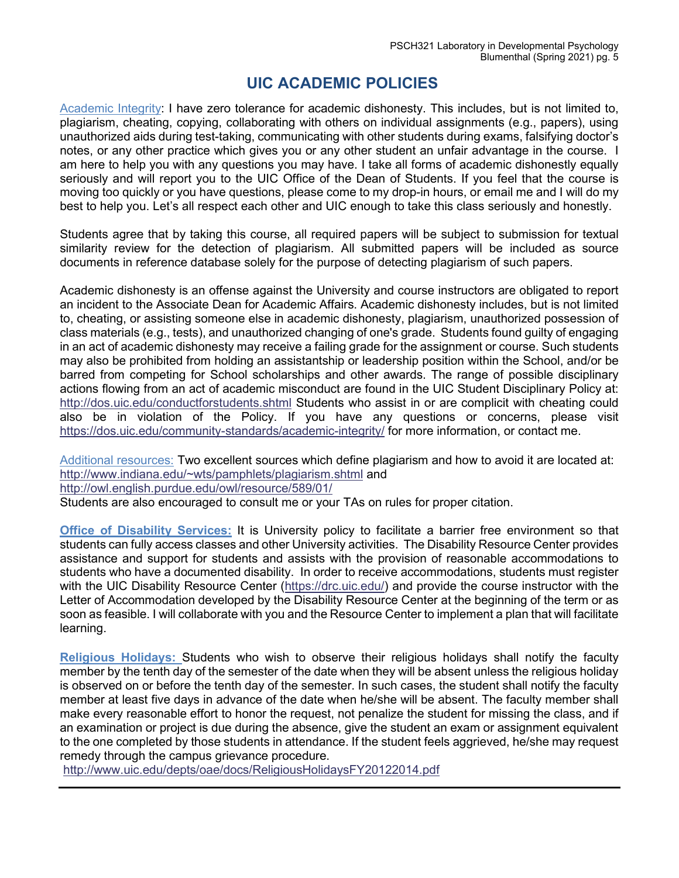# UIC ACADEMIC POLICIES

Academic Integrity: I have zero tolerance for academic dishonesty. This includes, but is not limited to, plagiarism, cheating, copying, collaborating with others on individual assignments (e.g., papers), using unauthorized aids during test-taking, communicating with other students during exams, falsifying doctor's notes, or any other practice which gives you or any other student an unfair advantage in the course. I am here to help you with any questions you may have. I take all forms of academic dishonestly equally seriously and will report you to the UIC Office of the Dean of Students. If you feel that the course is moving too quickly or you have questions, please come to my drop-in hours, or email me and I will do my best to help you. Let's all respect each other and UIC enough to take this class seriously and honestly.

Students agree that by taking this course, all required papers will be subject to submission for textual similarity review for the detection of plagiarism. All submitted papers will be included as source documents in reference database solely for the purpose of detecting plagiarism of such papers.

Academic dishonesty is an offense against the University and course instructors are obligated to report an incident to the Associate Dean for Academic Affairs. Academic dishonesty includes, but is not limited to, cheating, or assisting someone else in academic dishonesty, plagiarism, unauthorized possession of class materials (e.g., tests), and unauthorized changing of one's grade. Students found guilty of engaging in an act of academic dishonesty may receive a failing grade for the assignment or course. Such students may also be prohibited from holding an assistantship or leadership position within the School, and/or be barred from competing for School scholarships and other awards. The range of possible disciplinary actions flowing from an act of academic misconduct are found in the UIC Student Disciplinary Policy at: http://dos.uic.edu/conductforstudents.shtml Students who assist in or are complicit with cheating could also be in violation of the Policy. If you have any questions or concerns, please visit https://dos.uic.edu/community-standards/academic-integrity/ for more information, or contact me.

Additional resources: Two excellent sources which define plagiarism and how to avoid it are located at: http://www.indiana.edu/~wts/pamphlets/plagiarism.shtml and
http://owl.english.purdue.edu/owl/resource/589/01/
Students are also encouraged to consult me or your TAs on rules for proper citation.

**Office of Disability Services:** It is University policy to facilitate a barrier free environment so that students can fully access classes and other University activities. The Disability Resource Center provides assistance and support for students and assists with the provision of reasonable accommodations to students who have a documented disability. In order to receive accommodations, students must register with the UIC Disability Resource Center (https://drc.uic.edu/) and provide the course instructor with the Letter of Accommodation developed by the Disability Resource Center at the beginning of the term or as soon as feasible. I will collaborate with you and the Resource Center to implement a plan that will facilitate learning.

**Religious Holidays:** Students who wish to observe their religious holidays shall notify the faculty member by the tenth day of the semester of the date when they will be absent unless the religious holiday is observed on or before the tenth day of the semester. In such cases, the student shall notify the faculty member at least five days in advance of the date when he/she will be absent. The faculty member shall make every reasonable effort to honor the request, not penalize the student for missing the class, and if an examination or project is due during the absence, give the student an exam or assignment equivalent to the one completed by those students in attendance. If the student feels aggrieved, he/she may request remedy through the campus grievance procedure.
http://www.uic.edu/depts/oae/docs/ReligiousHolidaysFY20122014.pdf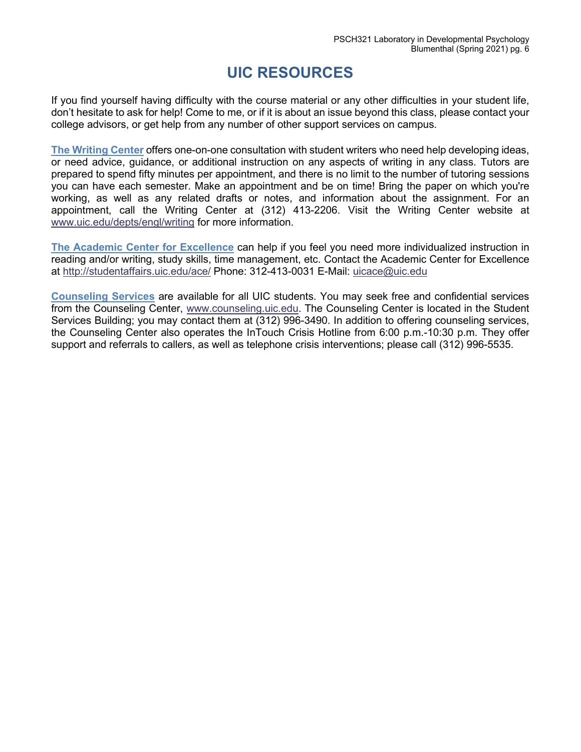# UIC RESOURCES

If you find yourself having difficulty with the course material or any other difficulties in your student life, don't hesitate to ask for help! Come to me, or if it is about an issue beyond this class, please contact your college advisors, or get help from any number of other support services on campus.

**The Writing Center** offers one-on-one consultation with student writers who need help developing ideas, or need advice, guidance, or additional instruction on any aspects of writing in any class. Tutors are prepared to spend fifty minutes per appointment, and there is no limit to the number of tutoring sessions you can have each semester. Make an appointment and be on time! Bring the paper on which you're working, as well as any related drafts or notes, and information about the assignment. For an appointment, call the Writing Center at (312) 413-2206. Visit the Writing Center website at www.uic.edu/depts/engl/writing for more information.

**The Academic Center for Excellence** can help if you feel you need more individualized instruction in reading and/or writing, study skills, time management, etc. Contact the Academic Center for Excellence at http://studentaffairs.uic.edu/ace/ Phone: 312-413-0031 E-Mail: uicace@uic.edu

**Counseling Services** are available for all UIC students. You may seek free and confidential services from the Counseling Center, www.counseling.uic.edu. The Counseling Center is located in the Student Services Building; you may contact them at (312) 996-3490. In addition to offering counseling services, the Counseling Center also operates the InTouch Crisis Hotline from 6:00 p.m.-10:30 p.m. They offer support and referrals to callers, as well as telephone crisis interventions; please call (312) 996-5535.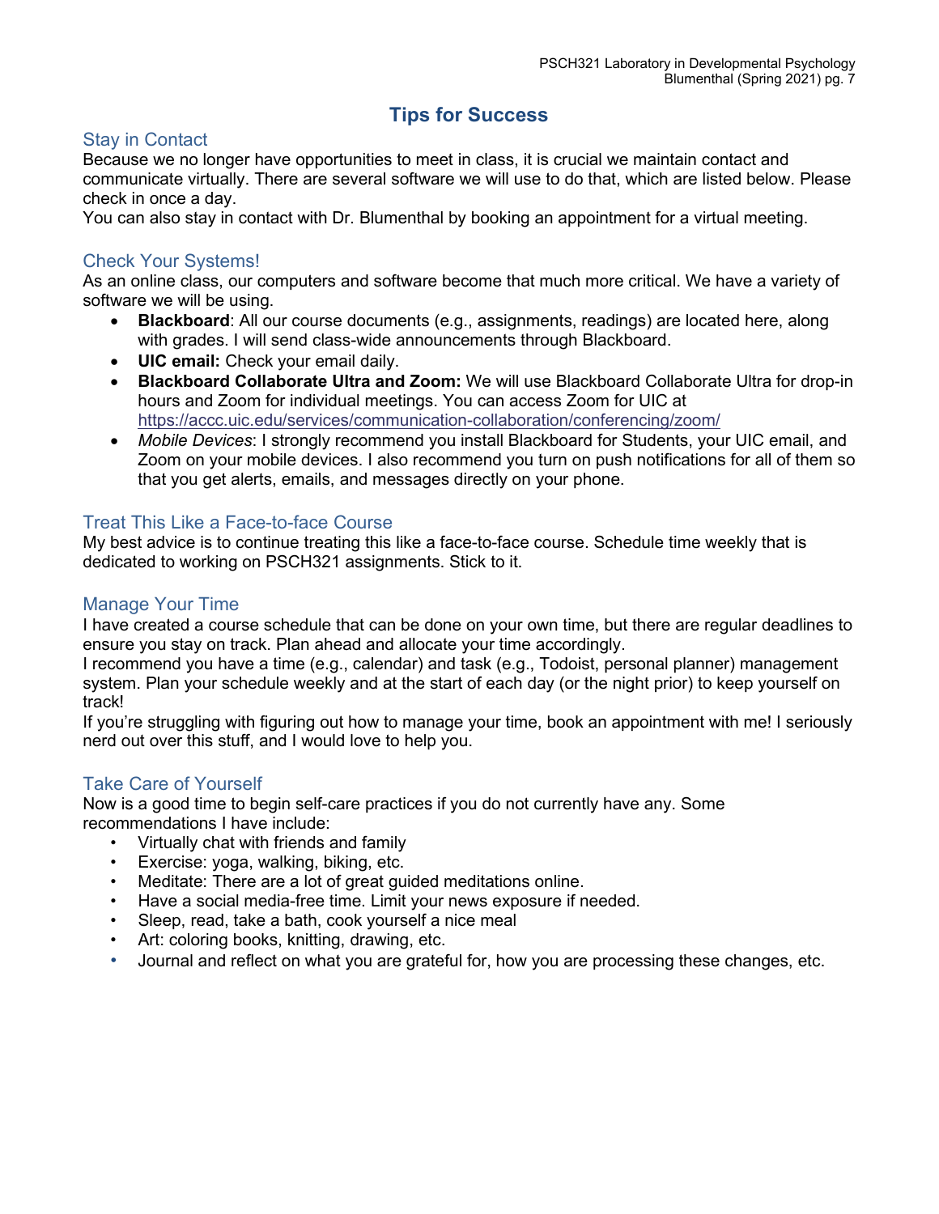# Tips for Success

## Stay in Contact

Because we no longer have opportunities to meet in class, it is crucial we maintain contact and communicate virtually. There are several software we will use to do that, which are listed below. Please check in once a day.

You can also stay in contact with Dr. Blumenthal by booking an appointment for a virtual meeting.

## Check Your Systems!

As an online class, our computers and software become that much more critical. We have a variety of software we will be using.

- **Blackboard**: All our course documents (e.g., assignments, readings) are located here, along with grades. I will send class-wide announcements through Blackboard.
- **UIC email:** Check your email daily.
- **Blackboard Collaborate Ultra and Zoom:** We will use Blackboard Collaborate Ultra for drop-in hours and Zoom for individual meetings. You can access Zoom for UIC at https://accc.uic.edu/services/communication-collaboration/conferencing/zoom/
- *Mobile Devices*: I strongly recommend you install Blackboard for Students, your UIC email, and Zoom on your mobile devices. I also recommend you turn on push notifications for all of them so that you get alerts, emails, and messages directly on your phone.

## Treat This Like a Face-to-face Course

My best advice is to continue treating this like a face-to-face course. Schedule time weekly that is dedicated to working on PSCH321 assignments. Stick to it.

## Manage Your Time

I have created a course schedule that can be done on your own time, but there are regular deadlines to ensure you stay on track. Plan ahead and allocate your time accordingly.

I recommend you have a time (e.g., calendar) and task (e.g., Todoist, personal planner) management system. Plan your schedule weekly and at the start of each day (or the night prior) to keep yourself on track!

If you're struggling with figuring out how to manage your time, book an appointment with me! I seriously nerd out over this stuff, and I would love to help you.

## Take Care of Yourself

Now is a good time to begin self-care practices if you do not currently have any. Some recommendations I have include:

- Virtually chat with friends and family
- Exercise: yoga, walking, biking, etc.
- Meditate: There are a lot of great guided meditations online.
- Have a social media-free time. Limit your news exposure if needed.
- Sleep, read, take a bath, cook yourself a nice meal
- Art: coloring books, knitting, drawing, etc.
- Journal and reflect on what you are grateful for, how you are processing these changes, etc.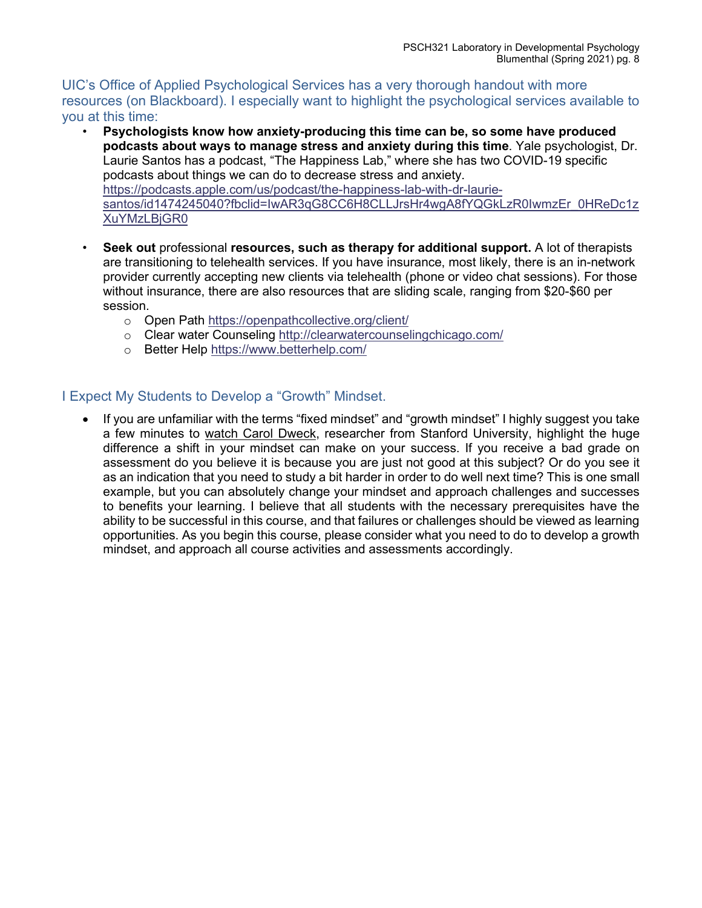## UIC's Office of Applied Psychological Services has a very thorough handout with more resources (on Blackboard). I especially want to highlight the psychological services available to you at this time:

- **Psychologists know how anxiety-producing this time can be, so some have produced podcasts about ways to manage stress and anxiety during this time**. Yale psychologist, Dr. Laurie Santos has a podcast, "The Happiness Lab," where she has two COVID-19 specific podcasts about things we can do to decrease stress and anxiety. https://podcasts.apple.com/us/podcast/the-happiness-lab-with-dr-laurie-santos/id1474245040?fbclid=IwAR3qG8CC6H8CLLJrsHr4wgA8fYQGkLzR0IwmzEr_0HReDc1zXuYMzLBjGR0

- **Seek out** professional **resources, such as therapy for additional support.** A lot of therapists are transitioning to telehealth services. If you have insurance, most likely, there is an in-network provider currently accepting new clients via telehealth (phone or video chat sessions). For those without insurance, there are also resources that are sliding scale, ranging from $20-$60 per session.
  - Open Path https://openpathcollective.org/client/
  - Clear water Counseling http://clearwatercounselingchicago.com/
  - Better Help https://www.betterhelp.com/

## I Expect My Students to Develop a "Growth" Mindset.

- If you are unfamiliar with the terms "fixed mindset" and "growth mindset" I highly suggest you take a few minutes to watch Carol Dweck, researcher from Stanford University, highlight the huge difference a shift in your mindset can make on your success. If you receive a bad grade on assessment do you believe it is because you are just not good at this subject? Or do you see it as an indication that you need to study a bit harder in order to do well next time? This is one small example, but you can absolutely change your mindset and approach challenges and successes to benefits your learning. I believe that all students with the necessary prerequisites have the ability to be successful in this course, and that failures or challenges should be viewed as learning opportunities. As you begin this course, please consider what you need to do to develop a growth mindset, and approach all course activities and assessments accordingly.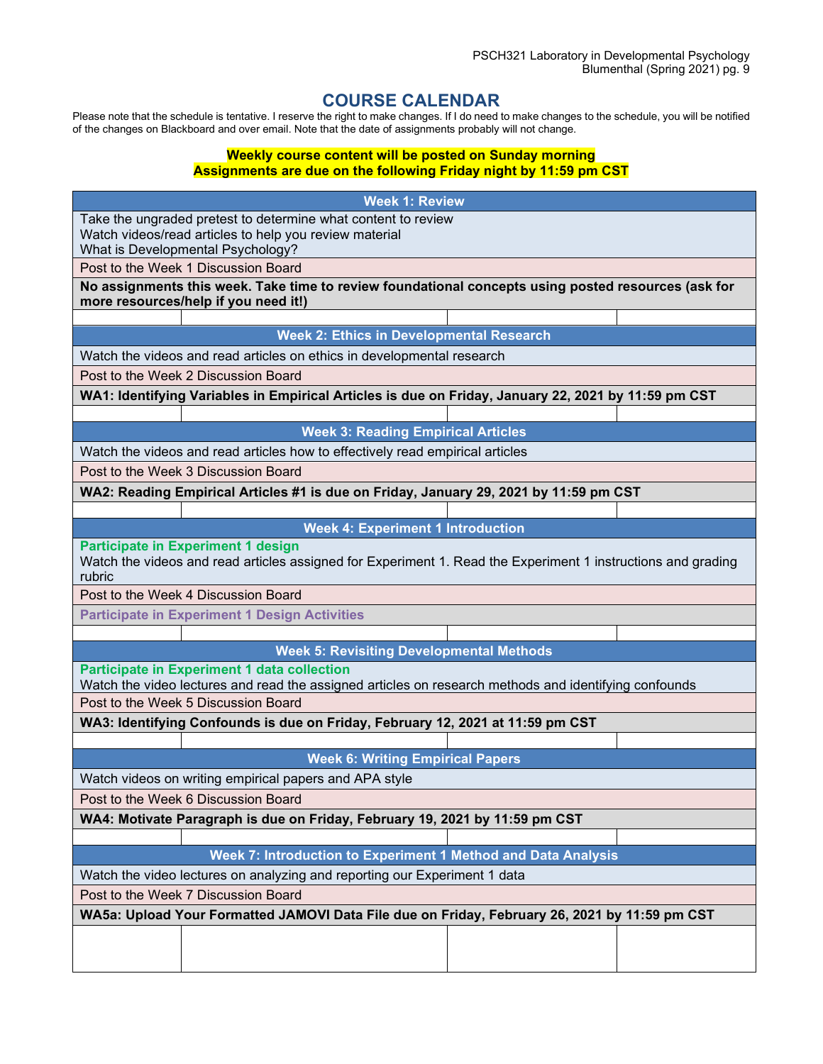# COURSE CALENDAR

Please note that the schedule is tentative. I reserve the right to make changes. If I do need to make changes to the schedule, you will be notified of the changes on Blackboard and over email. Note that the date of assignments probably will not change.

**Weekly course content will be posted on Sunday morning**
**Assignments are due on the following Friday night by 11:59 pm CST**

## Week 1: Review

Take the ungraded pretest to determine what content to review
Watch videos/read articles to help you review material
What is Developmental Psychology?

Post to the Week 1 Discussion Board

**No assignments this week. Take time to review foundational concepts using posted resources (ask for more resources/help if you need it!)**

## Week 2: Ethics in Developmental Research

Watch the videos and read articles on ethics in developmental research

Post to the Week 2 Discussion Board

**WA1: Identifying Variables in Empirical Articles is due on Friday, January 22, 2021 by 11:59 pm CST**

## Week 3: Reading Empirical Articles

Watch the videos and read articles how to effectively read empirical articles

Post to the Week 3 Discussion Board

**WA2: Reading Empirical Articles #1 is due on Friday, January 29, 2021 by 11:59 pm CST**

## Week 4: Experiment 1 Introduction

**Participate in Experiment 1 design**
Watch the videos and read articles assigned for Experiment 1. Read the Experiment 1 instructions and grading rubric

Post to the Week 4 Discussion Board

**Participate in Experiment 1 Design Activities**

## Week 5: Revisiting Developmental Methods

**Participate in Experiment 1 data collection**
Watch the video lectures and read the assigned articles on research methods and identifying confounds

Post to the Week 5 Discussion Board

**WA3: Identifying Confounds is due on Friday, February 12, 2021 at 11:59 pm CST**

## Week 6: Writing Empirical Papers

Watch videos on writing empirical papers and APA style

Post to the Week 6 Discussion Board

**WA4: Motivate Paragraph is due on Friday, February 19, 2021 by 11:59 pm CST**

## Week 7: Introduction to Experiment 1 Method and Data Analysis

Watch the video lectures on analyzing and reporting our Experiment 1 data

Post to the Week 7 Discussion Board

**WA5a: Upload Your Formatted JAMOVI Data File due on Friday, February 26, 2021 by 11:59 pm CST**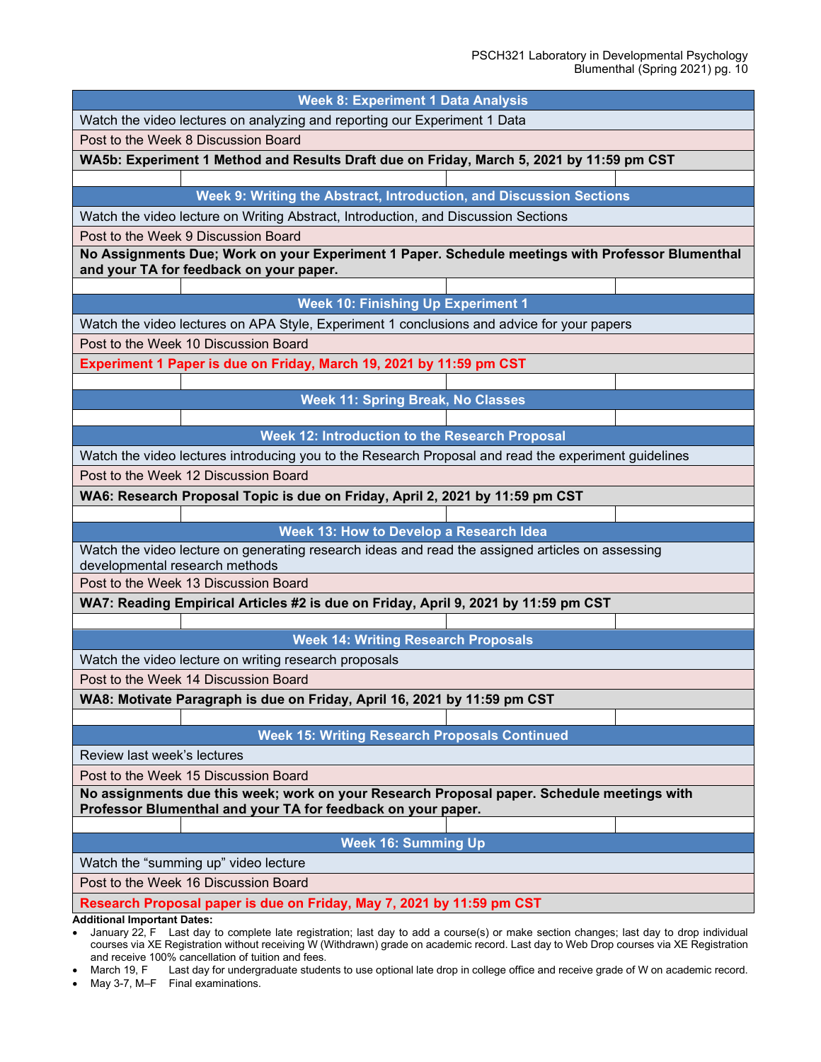| Week 8: Experiment 1 Data Analysis |
|---|
| Watch the video lectures on analyzing and reporting our Experiment 1 Data |
| Post to the Week 8 Discussion Board |
| **WA5b: Experiment 1 Method and Results Draft due on Friday, March 5, 2021 by 11:59 pm CST** |

| Week 9: Writing the Abstract, Introduction, and Discussion Sections |
|---|
| Watch the video lecture on Writing Abstract, Introduction, and Discussion Sections |
| Post to the Week 9 Discussion Board |
| **No Assignments Due; Work on your Experiment 1 Paper. Schedule meetings with Professor Blumenthal and your TA for feedback on your paper.** |

| Week 10: Finishing Up Experiment 1 |
|---|
| Watch the video lectures on APA Style, Experiment 1 conclusions and advice for your papers |
| Post to the Week 10 Discussion Board |
| **Experiment 1 Paper is due on Friday, March 19, 2021 by 11:59 pm CST** |

| Week 11: Spring Break, No Classes |
|---|

| Week 12: Introduction to the Research Proposal |
|---|
| Watch the video lectures introducing you to the Research Proposal and read the experiment guidelines |
| Post to the Week 12 Discussion Board |
| **WA6: Research Proposal Topic is due on Friday, April 2, 2021 by 11:59 pm CST** |

| Week 13: How to Develop a Research Idea |
|---|
| Watch the video lecture on generating research ideas and read the assigned articles on assessing developmental research methods |
| Post to the Week 13 Discussion Board |
| **WA7: Reading Empirical Articles #2 is due on Friday, April 9, 2021 by 11:59 pm CST** |

| Week 14: Writing Research Proposals |
|---|
| Watch the video lecture on writing research proposals |
| Post to the Week 14 Discussion Board |
| **WA8: Motivate Paragraph is due on Friday, April 16, 2021 by 11:59 pm CST** |

| Week 15: Writing Research Proposals Continued |
|---|
| Review last week's lectures |
| Post to the Week 15 Discussion Board |
| **No assignments due this week; work on your Research Proposal paper. Schedule meetings with Professor Blumenthal and your TA for feedback on your paper.** |

| Week 16: Summing Up |
|---|
| Watch the "summing up" video lecture |
| Post to the Week 16 Discussion Board |
| **Research Proposal paper is due on Friday, May 7, 2021 by 11:59 pm CST** |

**Additional Important Dates:**

- January 22, F Last day to complete late registration; last day to add a course(s) or make section changes; last day to drop individual courses via XE Registration without receiving W (Withdrawn) grade on academic record. Last day to Web Drop courses via XE Registration and receive 100% cancellation of tuition and fees.
- March 19, F Last day for undergraduate students to use optional late drop in college office and receive grade of W on academic record.
- May 3-7, M–F Final examinations.